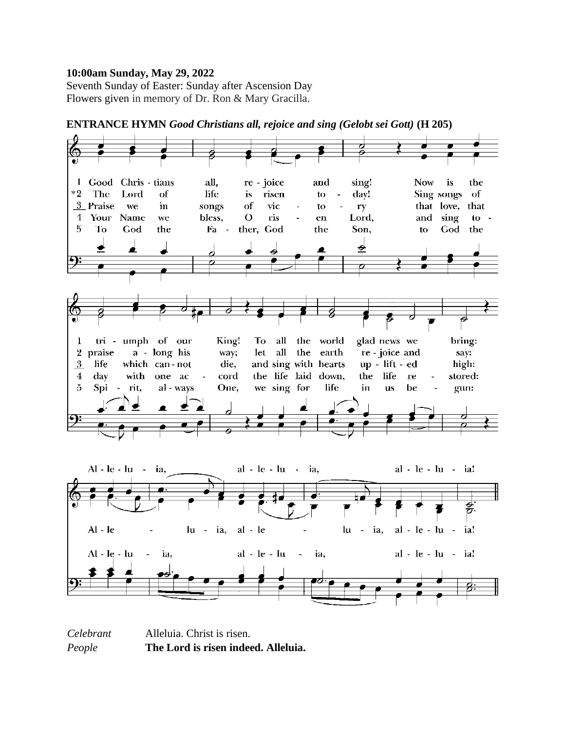**10:00am Sunday, May 29, 2022**
Seventh Sunday of Easter: Sunday after Ascension Day
Flowers given in memory of Dr. Ron & Mary Gracilla.

**ENTRANCE HYMN** ***Good Christians all, rejoice and sing (Gelobt sei Gott)*** **(H 205)**

1 Good Christians all, rejoice and sing! Now is the triumph of our King! To all the world glad news we bring: Alleluia, alleluia, alleluia!

*2 The Lord of life is risen today! Sing songs of praise along his way; let all the earth rejoice and say: Alleluia, alleluia, alleluia!

3 Praise we in songs of victory that love, that life which cannot die, and sing with hearts uplifted high: Alleluia, alleluia, alleluia!

4 Your Name we bless, O risen Lord, and sing today with one accord the life laid down, the life restored: Alleluia, alleluia, alleluia!

5 To God the Father, God the Son, to God the Spirit, always One, we sing for life in us begun: Alleluia, alleluia, alleluia!

*Celebrant* Alleluia. Christ is risen.
*People* **The Lord is risen indeed. Alleluia.**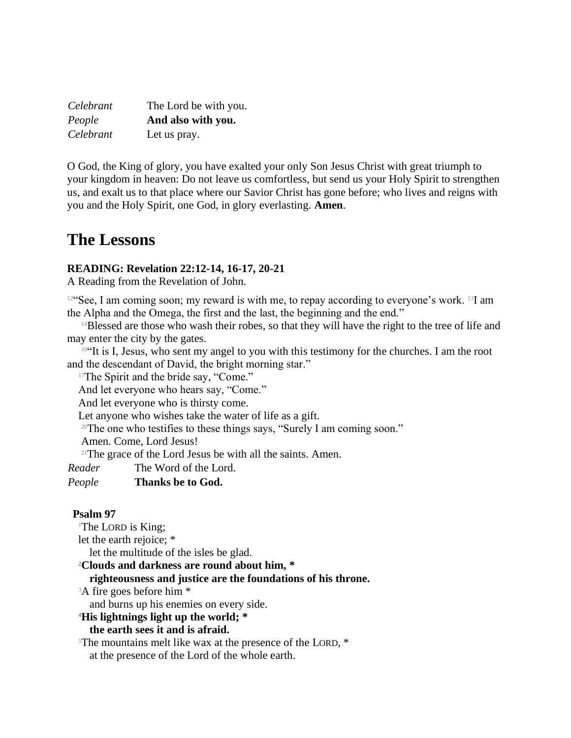*Celebrant* The Lord be with you.
*People* **And also with you.**
*Celebrant* Let us pray.

O God, the King of glory, you have exalted your only Son Jesus Christ with great triumph to your kingdom in heaven: Do not leave us comfortless, but send us your Holy Spirit to strengthen us, and exalt us to that place where our Savior Christ has gone before; who lives and reigns with you and the Holy Spirit, one God, in glory everlasting. **Amen**.

# The Lessons

**READING: Revelation 22:12-14, 16-17, 20-21**
A Reading from the Revelation of John.

[12]"See, I am coming soon; my reward is with me, to repay according to everyone's work. [13]I am the Alpha and the Omega, the first and the last, the beginning and the end."

[14]Blessed are those who wash their robes, so that they will have the right to the tree of life and may enter the city by the gates.

[16]"It is I, Jesus, who sent my angel to you with this testimony for the churches. I am the root and the descendant of David, the bright morning star."

[17]The Spirit and the bride say, "Come."
And let everyone who hears say, "Come."
And let everyone who is thirsty come.
Let anyone who wishes take the water of life as a gift.

[20]The one who testifies to these things says, "Surely I am coming soon."
Amen. Come, Lord Jesus!

[21]The grace of the Lord Jesus be with all the saints. Amen.

*Reader* The Word of the Lord.
*People* **Thanks be to God.**

**Psalm 97**

[1]The LORD is King;
let the earth rejoice; *
let the multitude of the isles be glad.

[2]**Clouds and darkness are round about him, ***
**righteousness and justice are the foundations of his throne.**

[3]A fire goes before him *
and burns up his enemies on every side.

[4]**His lightnings light up the world; ***
**the earth sees it and is afraid.**

[5]The mountains melt like wax at the presence of the LORD, *
at the presence of the Lord of the whole earth.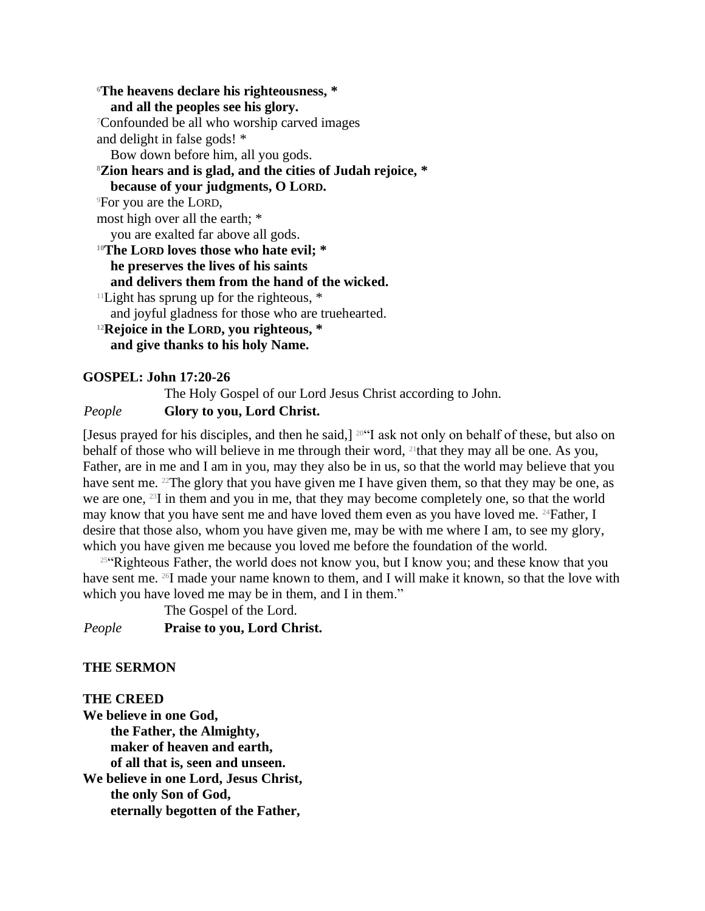[6]**The heavens declare his righteousness, ***
  **and all the peoples see his glory.**

[7]Confounded be all who worship carved images
and delight in false gods! *
  Bow down before him, all you gods.

[8]**Zion hears and is glad, and the cities of Judah rejoice, ***
  **because of your judgments, O LORD.**

[9]For you are the LORD,
most high over all the earth; *
  you are exalted far above all gods.

[10]**The LORD loves those who hate evil; ***
  **he preserves the lives of his saints**
  **and delivers them from the hand of the wicked.**

[11]Light has sprung up for the righteous, *
  and joyful gladness for those who are truehearted.

[12]**Rejoice in the LORD, you righteous, ***
  **and give thanks to his holy Name.**

**GOSPEL: John 17:20-26**

The Holy Gospel of our Lord Jesus Christ according to John.

*People* **Glory to you, Lord Christ.**

[Jesus prayed for his disciples, and then he said,] [20]"I ask not only on behalf of these, but also on behalf of those who will believe in me through their word, [21]that they may all be one. As you, Father, are in me and I am in you, may they also be in us, so that the world may believe that you have sent me. [22]The glory that you have given me I have given them, so that they may be one, as we are one, [23]I in them and you in me, that they may become completely one, so that the world may know that you have sent me and have loved them even as you have loved me. [24]Father, I desire that those also, whom you have given me, may be with me where I am, to see my glory, which you have given me because you loved me before the foundation of the world.

[25]"Righteous Father, the world does not know you, but I know you; and these know that you have sent me. [26]I made your name known to them, and I will make it known, so that the love with which you have loved me may be in them, and I in them."

The Gospel of the Lord.

*People* **Praise to you, Lord Christ.**

**THE SERMON**

**THE CREED**

**We believe in one God,**
  **the Father, the Almighty,**
  **maker of heaven and earth,**
  **of all that is, seen and unseen.**
**We believe in one Lord, Jesus Christ,**
  **the only Son of God,**
  **eternally begotten of the Father,**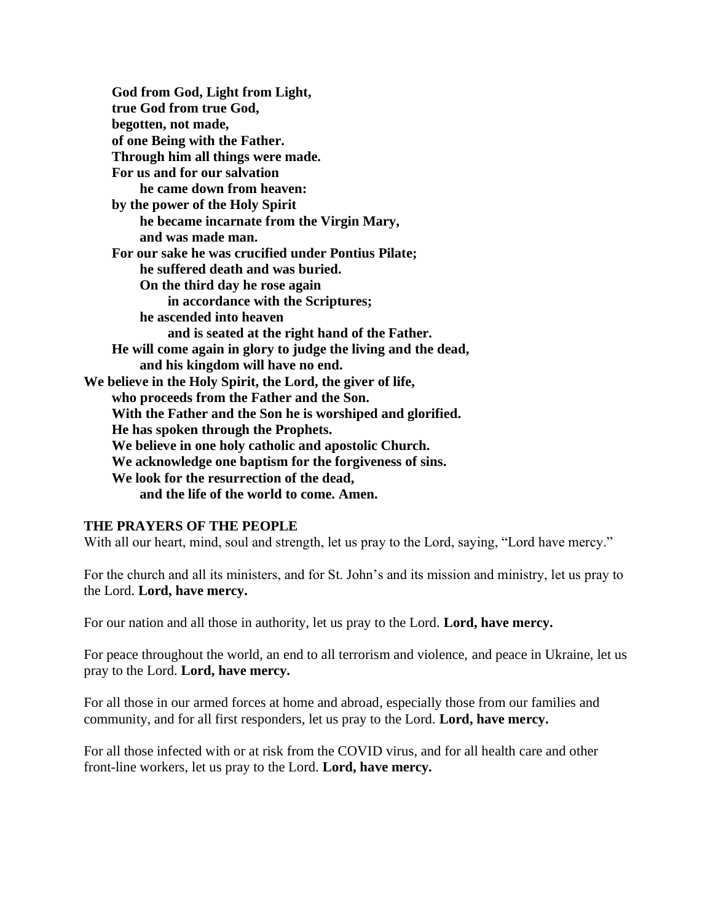**God from God, Light from Light,**
**true God from true God,**
**begotten, not made,**
**of one Being with the Father.**
**Through him all things were made.**
**For us and for our salvation**
**he came down from heaven:**
**by the power of the Holy Spirit**
**he became incarnate from the Virgin Mary,**
**and was made man.**
**For our sake he was crucified under Pontius Pilate;**
**he suffered death and was buried.**
**On the third day he rose again**
**in accordance with the Scriptures;**
**he ascended into heaven**
**and is seated at the right hand of the Father.**
**He will come again in glory to judge the living and the dead,**
**and his kingdom will have no end.**
**We believe in the Holy Spirit, the Lord, the giver of life,**
**who proceeds from the Father and the Son.**
**With the Father and the Son he is worshiped and glorified.**
**He has spoken through the Prophets.**
**We believe in one holy catholic and apostolic Church.**
**We acknowledge one baptism for the forgiveness of sins.**
**We look for the resurrection of the dead,**
**and the life of the world to come. Amen.**

**THE PRAYERS OF THE PEOPLE**

With all our heart, mind, soul and strength, let us pray to the Lord, saying, "Lord have mercy."

For the church and all its ministers, and for St. John's and its mission and ministry, let us pray to the Lord. **Lord, have mercy.**

For our nation and all those in authority, let us pray to the Lord. **Lord, have mercy.**

For peace throughout the world, an end to all terrorism and violence, and peace in Ukraine, let us pray to the Lord. **Lord, have mercy.**

For all those in our armed forces at home and abroad, especially those from our families and community, and for all first responders, let us pray to the Lord. **Lord, have mercy.**

For all those infected with or at risk from the COVID virus, and for all health care and other front-line workers, let us pray to the Lord. **Lord, have mercy.**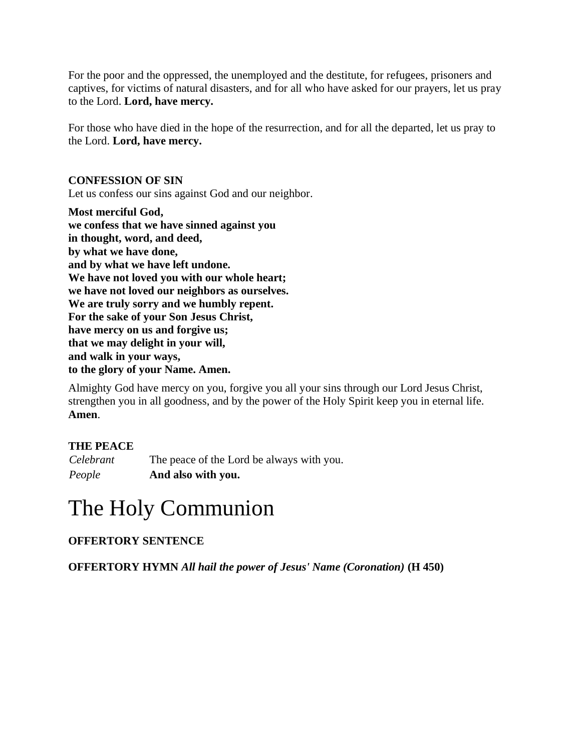For the poor and the oppressed, the unemployed and the destitute, for refugees, prisoners and captives, for victims of natural disasters, and for all who have asked for our prayers, let us pray to the Lord. **Lord, have mercy.**

For those who have died in the hope of the resurrection, and for all the departed, let us pray to the Lord. **Lord, have mercy.**

**CONFESSION OF SIN**

Let us confess our sins against God and our neighbor.

**Most merciful God,**  
**we confess that we have sinned against you**  
**in thought, word, and deed,**  
**by what we have done,**  
**and by what we have left undone.**  
**We have not loved you with our whole heart;**  
**we have not loved our neighbors as ourselves.**  
**We are truly sorry and we humbly repent.**  
**For the sake of your Son Jesus Christ,**  
**have mercy on us and forgive us;**  
**that we may delight in your will,**  
**and walk in your ways,**  
**to the glory of your Name. Amen.**

Almighty God have mercy on you, forgive you all your sins through our Lord Jesus Christ, strengthen you in all goodness, and by the power of the Holy Spirit keep you in eternal life. **Amen**.

**THE PEACE**

*Celebrant* The peace of the Lord be always with you.  
*People* **And also with you.**

# The Holy Communion

**OFFERTORY SENTENCE**

**OFFERTORY HYMN** ***All hail the power of Jesus' Name (Coronation)*** **(H 450)**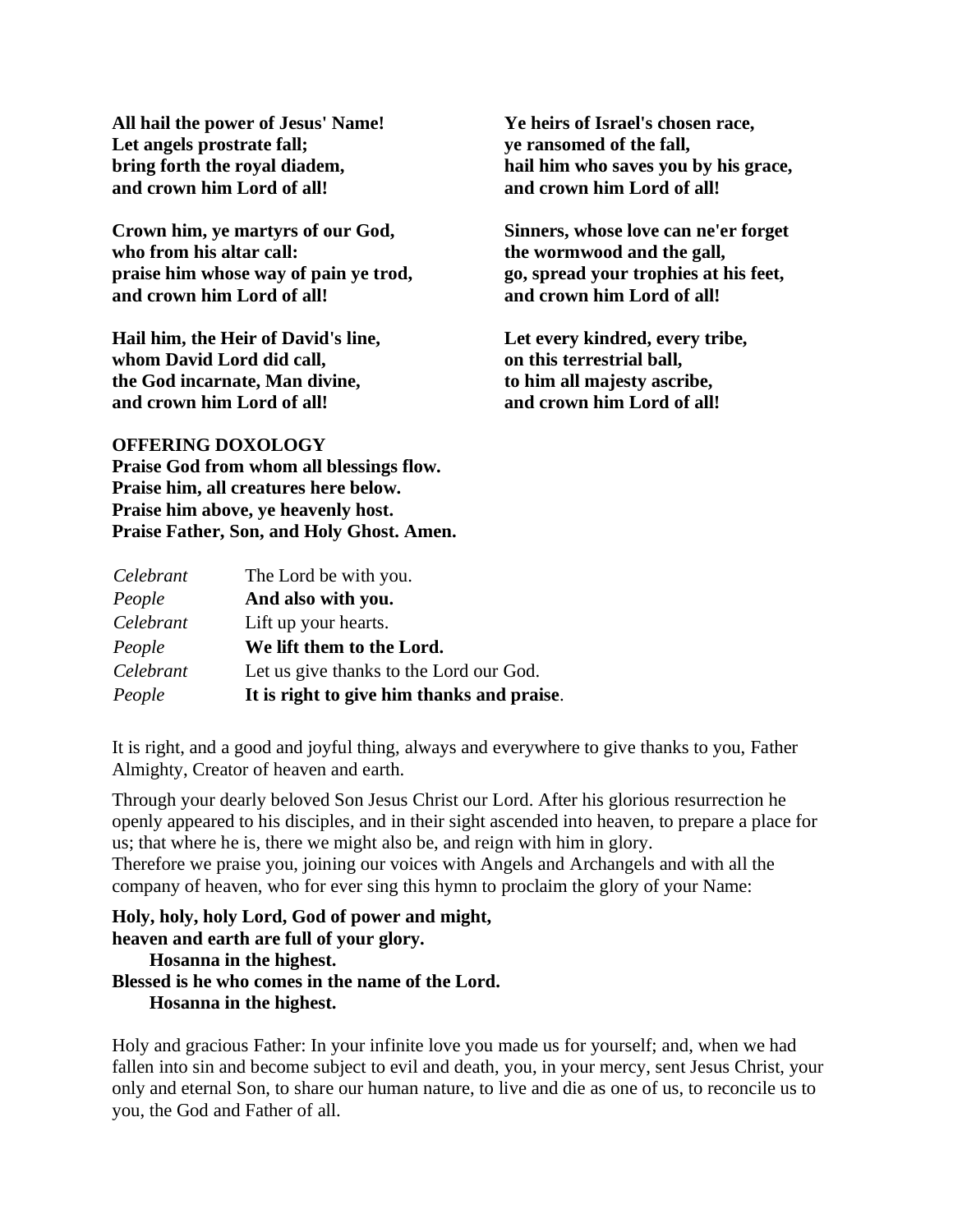**All hail the power of Jesus' Name!**
**Let angels prostrate fall;**
**bring forth the royal diadem,**
**and crown him Lord of all!**

**Crown him, ye martyrs of our God,**
**who from his altar call:**
**praise him whose way of pain ye trod,**
**and crown him Lord of all!**

**Hail him, the Heir of David's line,**
**whom David Lord did call,**
**the God incarnate, Man divine,**
**and crown him Lord of all!**

**Ye heirs of Israel's chosen race,**
**ye ransomed of the fall,**
**hail him who saves you by his grace,**
**and crown him Lord of all!**

**Sinners, whose love can ne'er forget**
**the wormwood and the gall,**
**go, spread your trophies at his feet,**
**and crown him Lord of all!**

**Let every kindred, every tribe,**
**on this terrestrial ball,**
**to him all majesty ascribe,**
**and crown him Lord of all!**

**OFFERING DOXOLOGY**
**Praise God from whom all blessings flow.**
**Praise him, all creatures here below.**
**Praise him above, ye heavenly host.**
**Praise Father, Son, and Holy Ghost. Amen.**

*Celebrant* The Lord be with you.
*People* **And also with you.**
*Celebrant* Lift up your hearts.
*People* **We lift them to the Lord.**
*Celebrant* Let us give thanks to the Lord our God.
*People* **It is right to give him thanks and praise**.

It is right, and a good and joyful thing, always and everywhere to give thanks to you, Father Almighty, Creator of heaven and earth.

Through your dearly beloved Son Jesus Christ our Lord. After his glorious resurrection he openly appeared to his disciples, and in their sight ascended into heaven, to prepare a place for us; that where he is, there we might also be, and reign with him in glory.
Therefore we praise you, joining our voices with Angels and Archangels and with all the company of heaven, who for ever sing this hymn to proclaim the glory of your Name:

**Holy, holy, holy Lord, God of power and might,**
**heaven and earth are full of your glory.**
**Hosanna in the highest.**
**Blessed is he who comes in the name of the Lord.**
**Hosanna in the highest.**

Holy and gracious Father: In your infinite love you made us for yourself; and, when we had fallen into sin and become subject to evil and death, you, in your mercy, sent Jesus Christ, your only and eternal Son, to share our human nature, to live and die as one of us, to reconcile us to you, the God and Father of all.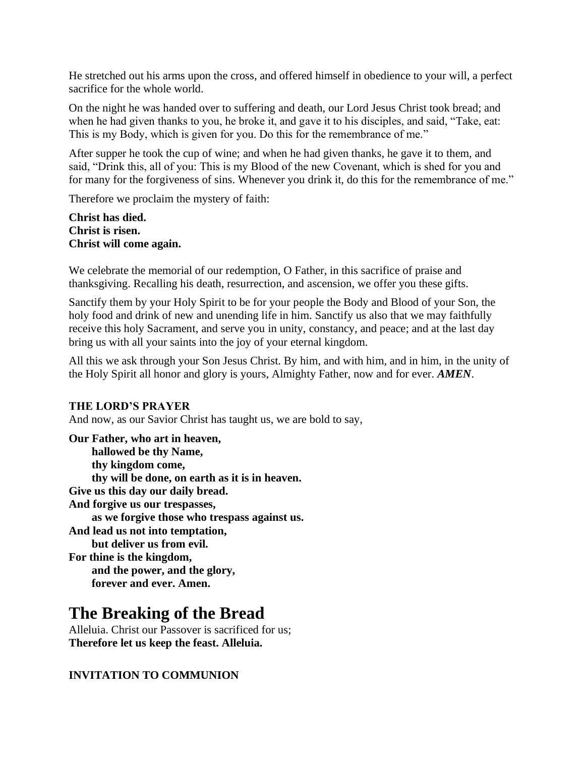He stretched out his arms upon the cross, and offered himself in obedience to your will, a perfect sacrifice for the whole world.

On the night he was handed over to suffering and death, our Lord Jesus Christ took bread; and when he had given thanks to you, he broke it, and gave it to his disciples, and said, "Take, eat: This is my Body, which is given for you. Do this for the remembrance of me."

After supper he took the cup of wine; and when he had given thanks, he gave it to them, and said, "Drink this, all of you: This is my Blood of the new Covenant, which is shed for you and for many for the forgiveness of sins. Whenever you drink it, do this for the remembrance of me."

Therefore we proclaim the mystery of faith:

**Christ has died.**
**Christ is risen.**
**Christ will come again.**

We celebrate the memorial of our redemption, O Father, in this sacrifice of praise and thanksgiving. Recalling his death, resurrection, and ascension, we offer you these gifts.

Sanctify them by your Holy Spirit to be for your people the Body and Blood of your Son, the holy food and drink of new and unending life in him. Sanctify us also that we may faithfully receive this holy Sacrament, and serve you in unity, constancy, and peace; and at the last day bring us with all your saints into the joy of your eternal kingdom.

All this we ask through your Son Jesus Christ. By him, and with him, and in him, in the unity of the Holy Spirit all honor and glory is yours, Almighty Father, now and for ever. ***AMEN***.

**THE LORD'S PRAYER**

And now, as our Savior Christ has taught us, we are bold to say,

**Our Father, who art in heaven,**
**hallowed be thy Name,**
**thy kingdom come,**
**thy will be done, on earth as it is in heaven.**
**Give us this day our daily bread.**
**And forgive us our trespasses,**
**as we forgive those who trespass against us.**
**And lead us not into temptation,**
**but deliver us from evil.**
**For thine is the kingdom,**
**and the power, and the glory,**
**forever and ever. Amen.**

# The Breaking of the Bread

Alleluia. Christ our Passover is sacrificed for us;
**Therefore let us keep the feast. Alleluia.**

**INVITATION TO COMMUNION**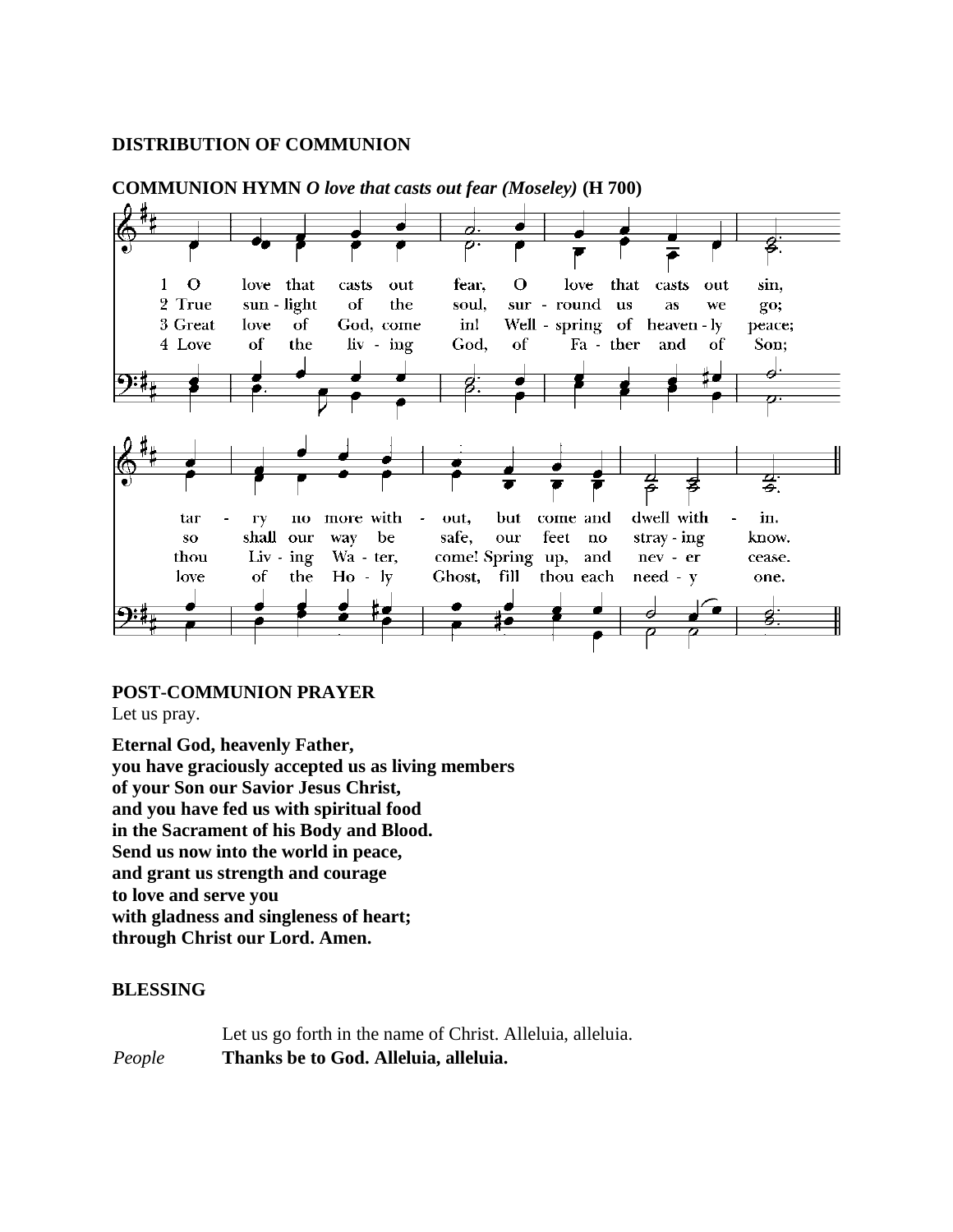**DISTRIBUTION OF COMMUNION**

**COMMUNION HYMN** ***O love that casts out fear (Moseley)*** **(H 700)**

1 O love that casts out fear, O love that casts out sin, tarry no more without, but come and dwell within.

2 True sunlight of the soul, surround us as we go; so shall our way be safe, our feet no straying know.

3 Great love of God, come in! Wellspring of heavenly peace; thou Living Water, come! Spring up, and never cease.

4 Love of the living God, of Father and of Son; love of the Holy Ghost, fill thou each needy one.

**POST-COMMUNION PRAYER**

Let us pray.

**Eternal God, heavenly Father,**
**you have graciously accepted us as living members**
**of your Son our Savior Jesus Christ,**
**and you have fed us with spiritual food**
**in the Sacrament of his Body and Blood.**
**Send us now into the world in peace,**
**and grant us strength and courage**
**to love and serve you**
**with gladness and singleness of heart;**
**through Christ our Lord. Amen.**

**BLESSING**

Let us go forth in the name of Christ. Alleluia, alleluia.

*People* **Thanks be to God. Alleluia, alleluia.**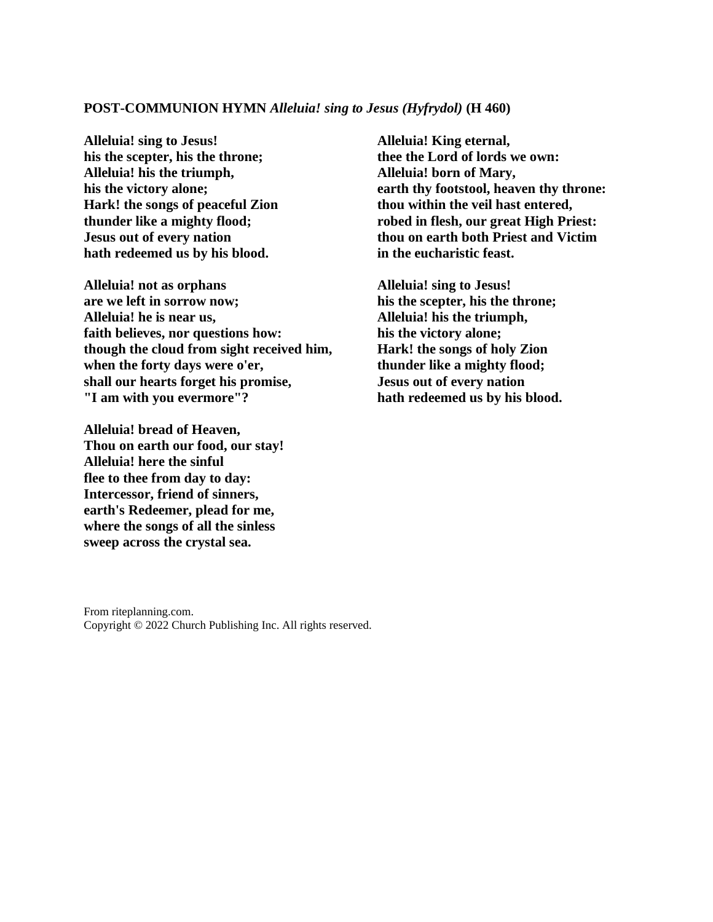**POST-COMMUNION HYMN** ***Alleluia! sing to Jesus (Hyfrydol)*** **(H 460)**

**Alleluia! sing to Jesus!**
**his the scepter, his the throne;**
**Alleluia! his the triumph,**
**his the victory alone;**
**Hark! the songs of peaceful Zion**
**thunder like a mighty flood;**
**Jesus out of every nation**
**hath redeemed us by his blood.**

**Alleluia! not as orphans**
**are we left in sorrow now;**
**Alleluia! he is near us,**
**faith believes, nor questions how:**
**though the cloud from sight received him,**
**when the forty days were o'er,**
**shall our hearts forget his promise,**
**"I am with you evermore"?**

**Alleluia! bread of Heaven,**
**Thou on earth our food, our stay!**
**Alleluia! here the sinful**
**flee to thee from day to day:**
**Intercessor, friend of sinners,**
**earth's Redeemer, plead for me,**
**where the songs of all the sinless**
**sweep across the crystal sea.**

**Alleluia! King eternal,**
**thee the Lord of lords we own:**
**Alleluia! born of Mary,**
**earth thy footstool, heaven thy throne:**
**thou within the veil hast entered,**
**robed in flesh, our great High Priest:**
**thou on earth both Priest and Victim**
**in the eucharistic feast.**

**Alleluia! sing to Jesus!**
**his the scepter, his the throne;**
**Alleluia! his the triumph,**
**his the victory alone;**
**Hark! the songs of holy Zion**
**thunder like a mighty flood;**
**Jesus out of every nation**
**hath redeemed us by his blood.**

From riteplanning.com.
Copyright © 2022 Church Publishing Inc. All rights reserved.